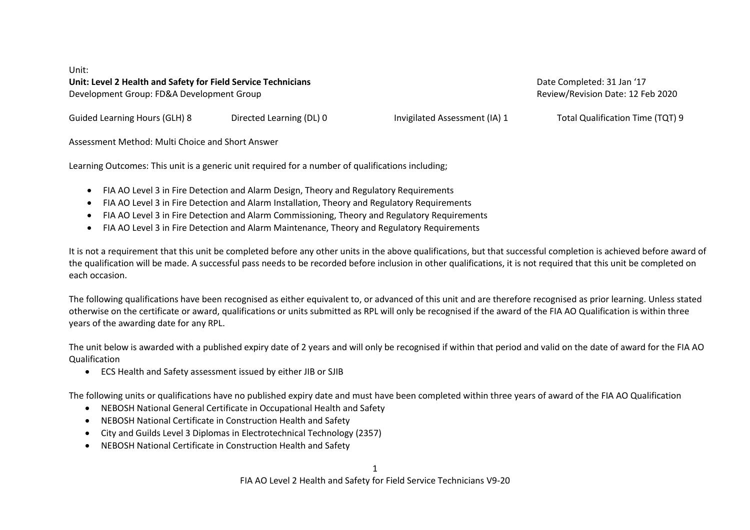Unit:

**Unit: Level 2 Health and Safety for Field Service Technicians**

Development Group: FD&A Development Group

Date Completed: 31 Jan '17

Review/Revision Date: 12 Feb 2020

Guided Learning Hours (GLH) 8 | Directed Learning (DL) 0 | Invigilated Assessment (IA) 1 | Total Qualification Time (TQT) 9

Assessment Method: Multi Choice and Short Answer

Learning Outcomes: This unit is a generic unit required for a number of qualifications including;

- FIA AO Level 3 in Fire Detection and Alarm Design, Theory and Regulatory Requirements
- FIA AO Level 3 in Fire Detection and Alarm Installation, Theory and Regulatory Requirements
- FIA AO Level 3 in Fire Detection and Alarm Commissioning, Theory and Regulatory Requirements
- FIA AO Level 3 in Fire Detection and Alarm Maintenance, Theory and Regulatory Requirements

It is not a requirement that this unit be completed before any other units in the above qualifications, but that successful completion is achieved before award of the qualification will be made. A successful pass needs to be recorded before inclusion in other qualifications, it is not required that this unit be completed on each occasion.

The following qualifications have been recognised as either equivalent to, or advanced of this unit and are therefore recognised as prior learning. Unless stated otherwise on the certificate or award, qualifications or units submitted as RPL will only be recognised if the award of the FIA AO Qualification is within three years of the awarding date for any RPL.

The unit below is awarded with a published expiry date of 2 years and will only be recognised if within that period and valid on the date of award for the FIA AO Qualification

- ECS Health and Safety assessment issued by either JIB or SJIB

The following units or qualifications have no published expiry date and must have been completed within three years of award of the FIA AO Qualification

- NEBOSH National General Certificate in Occupational Health and Safety
- NEBOSH National Certificate in Construction Health and Safety
- City and Guilds Level 3 Diplomas in Electrotechnical Technology (2357)
- NEBOSH National Certificate in Construction Health and Safety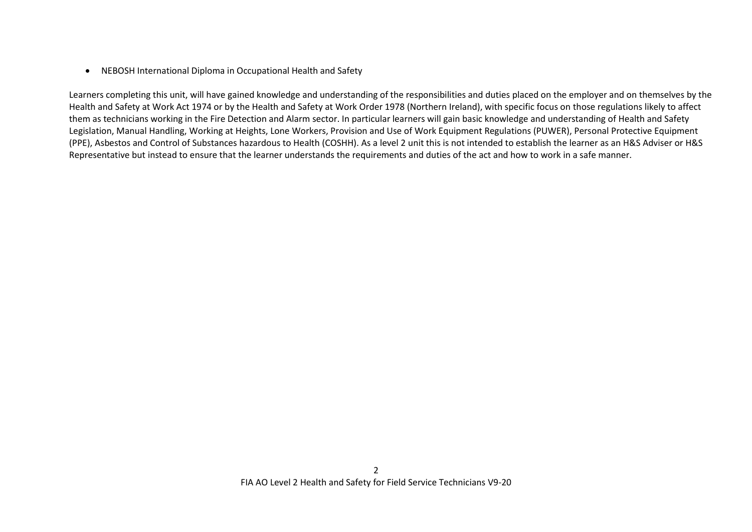- NEBOSH International Diploma in Occupational Health and Safety

Learners completing this unit, will have gained knowledge and understanding of the responsibilities and duties placed on the employer and on themselves by the Health and Safety at Work Act 1974 or by the Health and Safety at Work Order 1978 (Northern Ireland), with specific focus on those regulations likely to affect them as technicians working in the Fire Detection and Alarm sector. In particular learners will gain basic knowledge and understanding of Health and Safety Legislation, Manual Handling, Working at Heights, Lone Workers, Provision and Use of Work Equipment Regulations (PUWER), Personal Protective Equipment (PPE), Asbestos and Control of Substances hazardous to Health (COSHH). As a level 2 unit this is not intended to establish the learner as an H&S Adviser or H&S Representative but instead to ensure that the learner understands the requirements and duties of the act and how to work in a safe manner.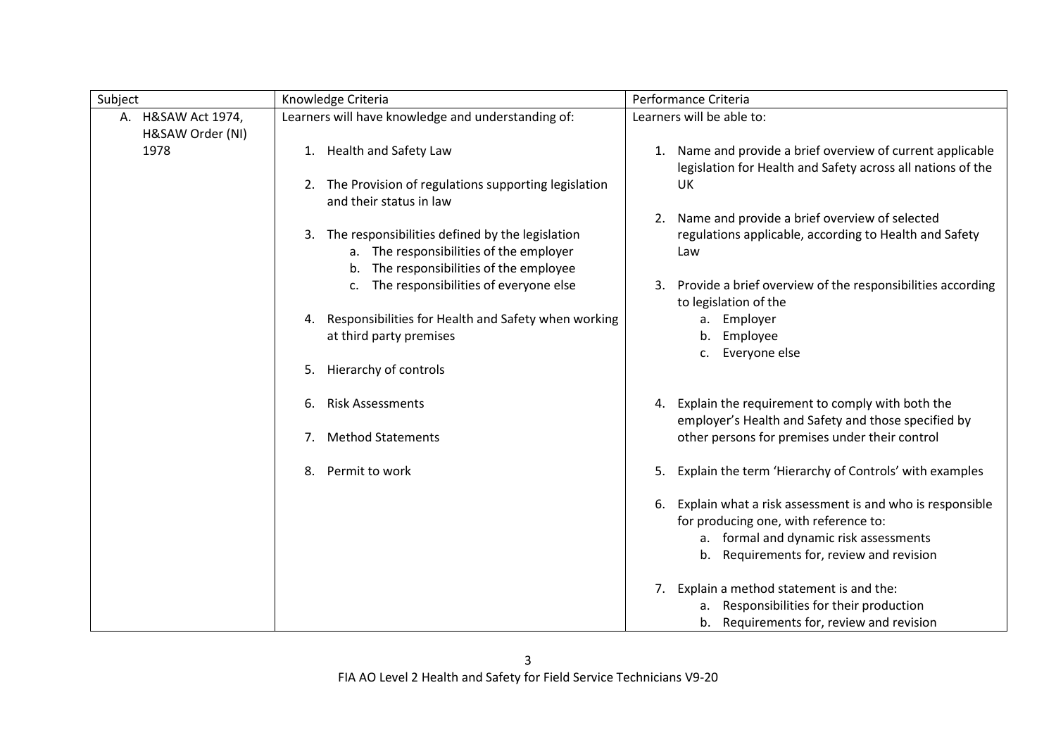| Subject | Knowledge Criteria | Performance Criteria |
|---|---|---|
| A. H&SAW Act 1974, H&SAW Order (NI) 1978 | Learners will have knowledge and understanding of:<br><br>1. Health and Safety Law<br><br>2. The Provision of regulations supporting legislation and their status in law<br><br>3. The responsibilities defined by the legislation<br>a. The responsibilities of the employer<br>b. The responsibilities of the employee<br>c. The responsibilities of everyone else<br><br>4. Responsibilities for Health and Safety when working at third party premises<br><br>5. Hierarchy of controls<br><br>6. Risk Assessments<br><br>7. Method Statements<br><br>8. Permit to work | Learners will be able to:<br><br>1. Name and provide a brief overview of current applicable legislation for Health and Safety across all nations of the UK<br><br>2. Name and provide a brief overview of selected regulations applicable, according to Health and Safety Law<br><br>3. Provide a brief overview of the responsibilities according to legislation of the<br>a. Employer<br>b. Employee<br>c. Everyone else<br><br>4. Explain the requirement to comply with both the employer's Health and Safety and those specified by other persons for premises under their control<br><br>5. Explain the term 'Hierarchy of Controls' with examples<br><br>6. Explain what a risk assessment is and who is responsible for producing one, with reference to:<br>a. formal and dynamic risk assessments<br>b. Requirements for, review and revision<br><br>7. Explain a method statement is and the:<br>a. Responsibilities for their production<br>b. Requirements for, review and revision |

FIA AO Level 2 Health and Safety for Field Service Technicians V9-20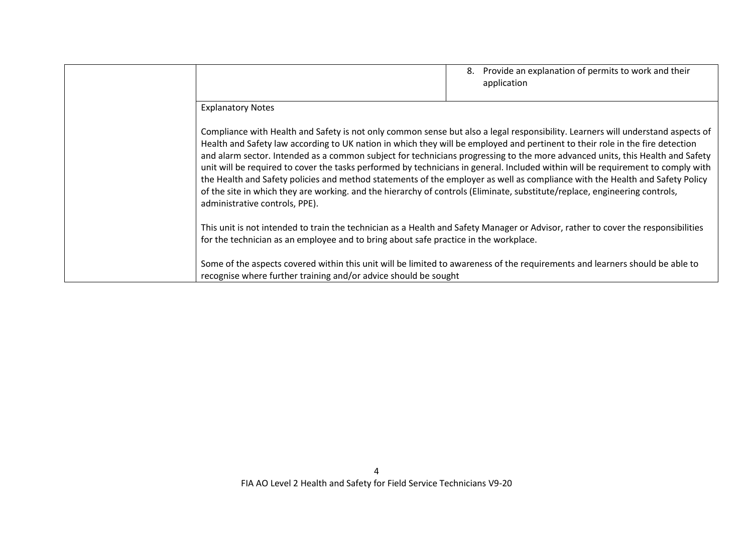| | | |
|---|---|---|
| | | 8. Provide an explanation of permits to work and their application |

Explanatory Notes

Compliance with Health and Safety is not only common sense but also a legal responsibility. Learners will understand aspects of Health and Safety law according to UK nation in which they will be employed and pertinent to their role in the fire detection and alarm sector. Intended as a common subject for technicians progressing to the more advanced units, this Health and Safety unit will be required to cover the tasks performed by technicians in general. Included within will be requirement to comply with the Health and Safety policies and method statements of the employer as well as compliance with the Health and Safety Policy of the site in which they are working. and the hierarchy of controls (Eliminate, substitute/replace, engineering controls, administrative controls, PPE).

This unit is not intended to train the technician as a Health and Safety Manager or Advisor, rather to cover the responsibilities for the technician as an employee and to bring about safe practice in the workplace.

Some of the aspects covered within this unit will be limited to awareness of the requirements and learners should be able to recognise where further training and/or advice should be sought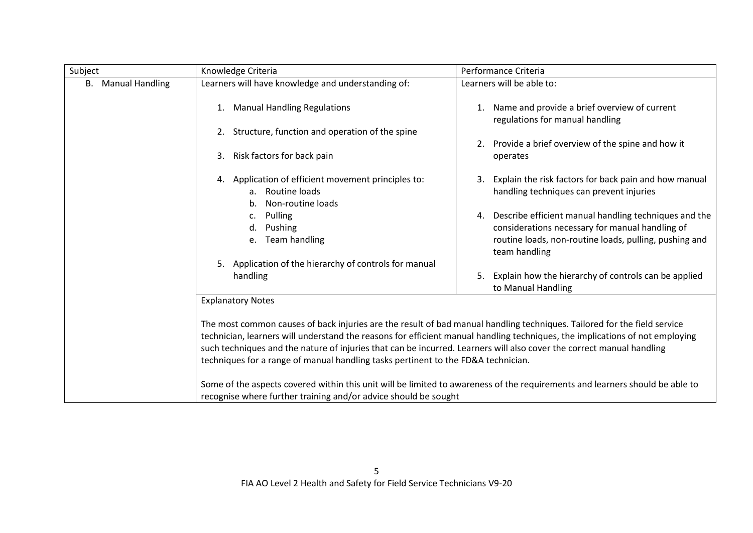| Subject | Knowledge Criteria | Performance Criteria |
|---|---|---|
| B. Manual Handling | Learners will have knowledge and understanding of:<br><br>1. Manual Handling Regulations<br><br>2. Structure, function and operation of the spine<br><br>3. Risk factors for back pain<br><br>4. Application of efficient movement principles to:<br>a. Routine loads<br>b. Non-routine loads<br>c. Pulling<br>d. Pushing<br>e. Team handling<br><br>5. Application of the hierarchy of controls for manual handling | Learners will be able to:<br><br>1. Name and provide a brief overview of current regulations for manual handling<br><br>2. Provide a brief overview of the spine and how it operates<br><br>3. Explain the risk factors for back pain and how manual handling techniques can prevent injuries<br><br>4. Describe efficient manual handling techniques and the considerations necessary for manual handling of routine loads, non-routine loads, pulling, pushing and team handling<br><br>5. Explain how the hierarchy of controls can be applied to Manual Handling |
| | Explanatory Notes<br><br>The most common causes of back injuries are the result of bad manual handling techniques. Tailored for the field service technician, learners will understand the reasons for efficient manual handling techniques, the implications of not employing such techniques and the nature of injuries that can be incurred. Learners will also cover the correct manual handling techniques for a range of manual handling tasks pertinent to the FD&A technician.<br><br>Some of the aspects covered within this unit will be limited to awareness of the requirements and learners should be able to recognise where further training and/or advice should be sought | |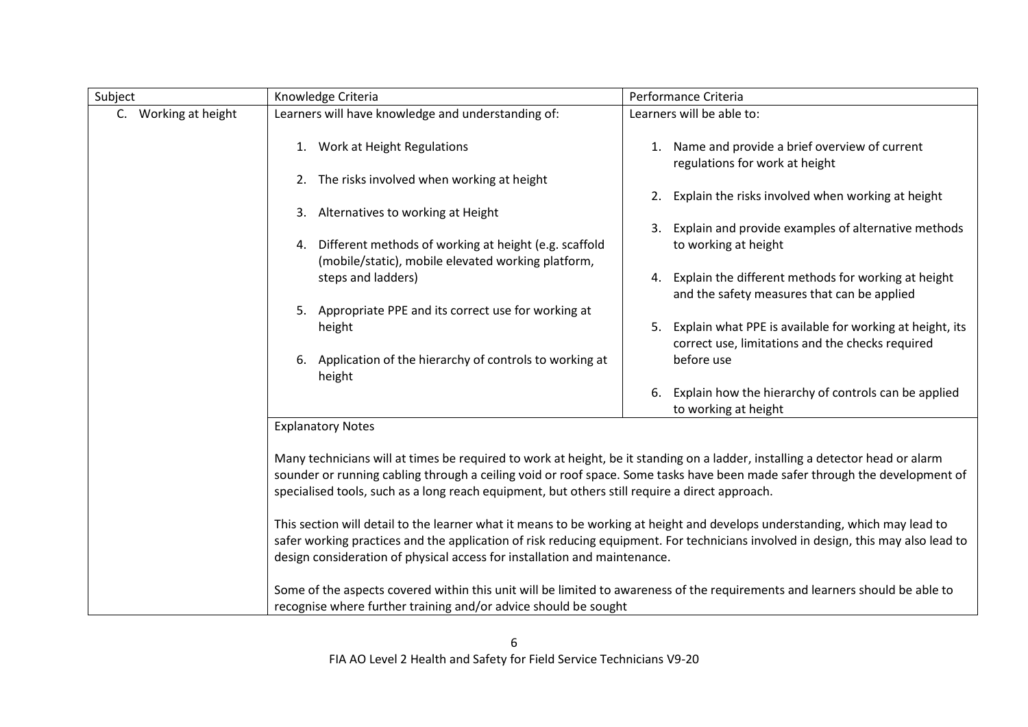| Subject | Knowledge Criteria | Performance Criteria |
| --- | --- | --- |
| C. Working at height | Learners will have knowledge and understanding of:<br><br>1. Work at Height Regulations<br>2. The risks involved when working at height<br>3. Alternatives to working at Height<br>4. Different methods of working at height (e.g. scaffold (mobile/static), mobile elevated working platform, steps and ladders)<br>5. Appropriate PPE and its correct use for working at height<br>6. Application of the hierarchy of controls to working at height | Learners will be able to:<br><br>1. Name and provide a brief overview of current regulations for work at height<br>2. Explain the risks involved when working at height<br>3. Explain and provide examples of alternative methods to working at height<br>4. Explain the different methods for working at height and the safety measures that can be applied<br>5. Explain what PPE is available for working at height, its correct use, limitations and the checks required before use<br>6. Explain how the hierarchy of controls can be applied to working at height |
| | Explanatory Notes<br><br>Many technicians will at times be required to work at height, be it standing on a ladder, installing a detector head or alarm sounder or running cabling through a ceiling void or roof space. Some tasks have been made safer through the development of specialised tools, such as a long reach equipment, but others still require a direct approach.<br><br>This section will detail to the learner what it means to be working at height and develops understanding, which may lead to safer working practices and the application of risk reducing equipment. For technicians involved in design, this may also lead to design consideration of physical access for installation and maintenance.<br><br>Some of the aspects covered within this unit will be limited to awareness of the requirements and learners should be able to recognise where further training and/or advice should be sought | |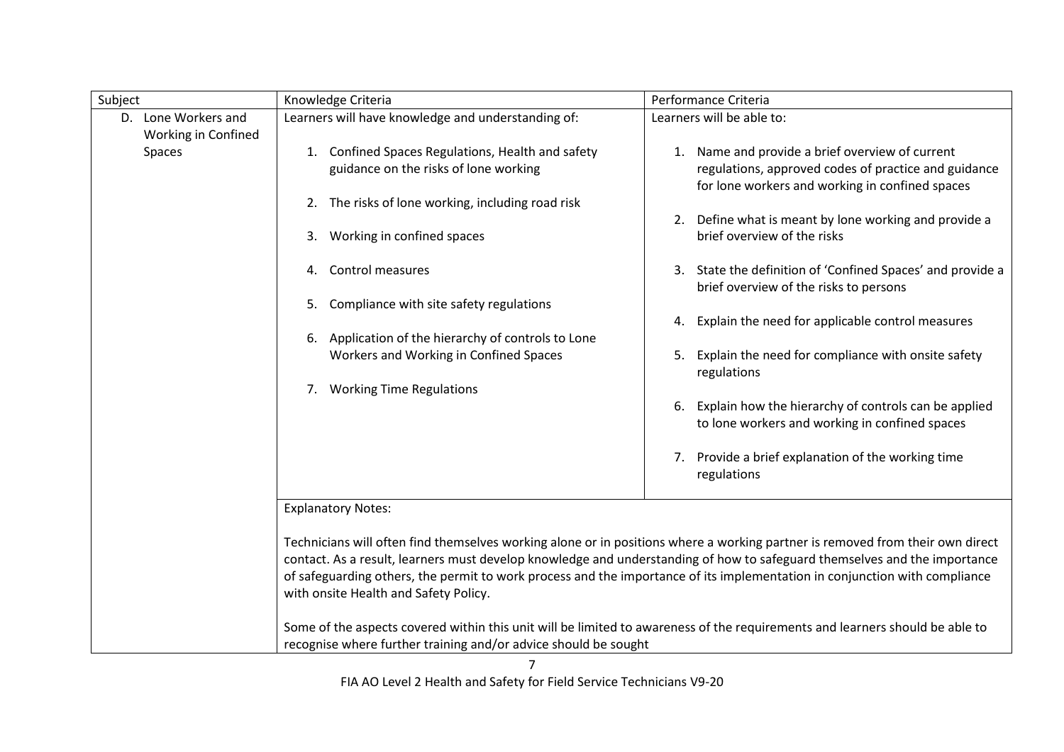| Subject | Knowledge Criteria | Performance Criteria |
|---|---|---|
| D. Lone Workers and Working in Confined Spaces | Learners will have knowledge and understanding of:<br><br>1. Confined Spaces Regulations, Health and safety guidance on the risks of lone working<br><br>2. The risks of lone working, including road risk<br><br>3. Working in confined spaces<br><br>4. Control measures<br><br>5. Compliance with site safety regulations<br><br>6. Application of the hierarchy of controls to Lone Workers and Working in Confined Spaces<br><br>7. Working Time Regulations | Learners will be able to:<br><br>1. Name and provide a brief overview of current regulations, approved codes of practice and guidance for lone workers and working in confined spaces<br><br>2. Define what is meant by lone working and provide a brief overview of the risks<br><br>3. State the definition of 'Confined Spaces' and provide a brief overview of the risks to persons<br><br>4. Explain the need for applicable control measures<br><br>5. Explain the need for compliance with onsite safety regulations<br><br>6. Explain how the hierarchy of controls can be applied to lone workers and working in confined spaces<br><br>7. Provide a brief explanation of the working time regulations |
| | Explanatory Notes:<br><br>Technicians will often find themselves working alone or in positions where a working partner is removed from their own direct contact. As a result, learners must develop knowledge and understanding of how to safeguard themselves and the importance of safeguarding others, the permit to work process and the importance of its implementation in conjunction with compliance with onsite Health and Safety Policy.<br><br>Some of the aspects covered within this unit will be limited to awareness of the requirements and learners should be able to recognise where further training and/or advice should be sought | |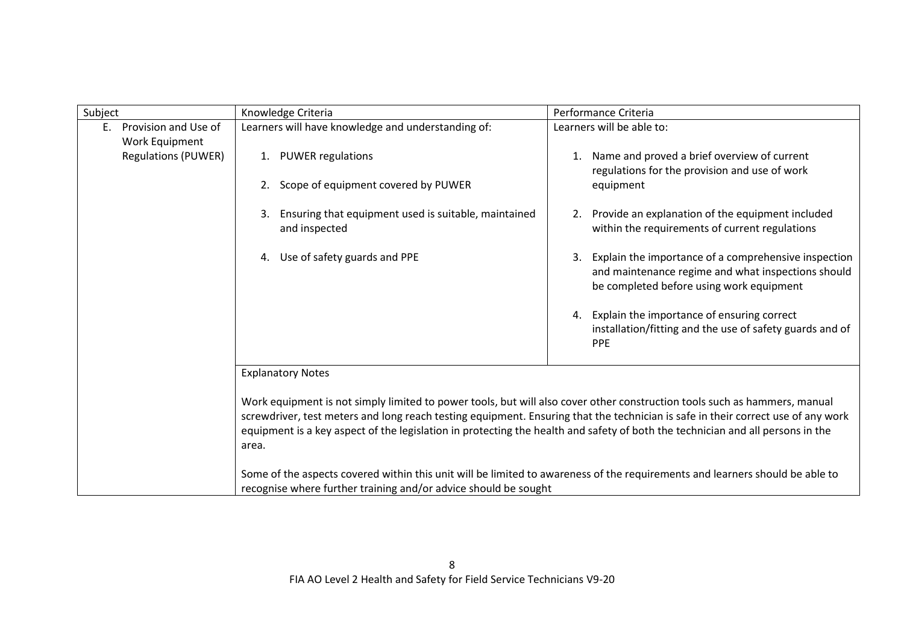| Subject | Knowledge Criteria | Performance Criteria |
| --- | --- | --- |
| E. Provision and Use of Work Equipment Regulations (PUWER) | Learners will have knowledge and understanding of:<br><br>1. PUWER regulations<br><br>2. Scope of equipment covered by PUWER<br><br>3. Ensuring that equipment used is suitable, maintained and inspected<br><br>4. Use of safety guards and PPE | Learners will be able to:<br><br>1. Name and proved a brief overview of current regulations for the provision and use of work equipment<br><br>2. Provide an explanation of the equipment included within the requirements of current regulations<br><br>3. Explain the importance of a comprehensive inspection and maintenance regime and what inspections should be completed before using work equipment<br><br>4. Explain the importance of ensuring correct installation/fitting and the use of safety guards and of PPE |
| | Explanatory Notes<br><br>Work equipment is not simply limited to power tools, but will also cover other construction tools such as hammers, manual screwdriver, test meters and long reach testing equipment. Ensuring that the technician is safe in their correct use of any work equipment is a key aspect of the legislation in protecting the health and safety of both the technician and all persons in the area.<br><br>Some of the aspects covered within this unit will be limited to awareness of the requirements and learners should be able to recognise where further training and/or advice should be sought | |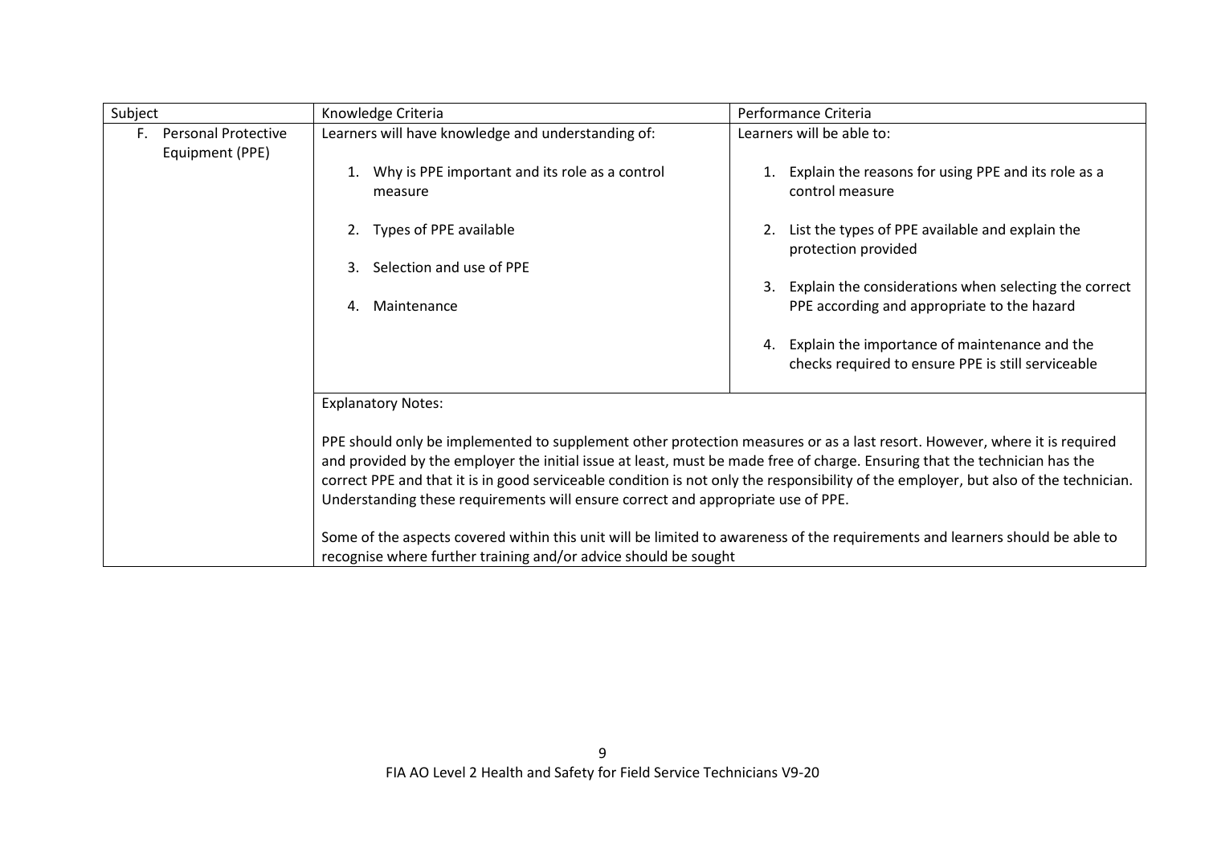| Subject | Knowledge Criteria | Performance Criteria |
|---|---|---|
| F. Personal Protective Equipment (PPE) | Learners will have knowledge and understanding of:<br><br>1. Why is PPE important and its role as a control measure<br><br>2. Types of PPE available<br><br>3. Selection and use of PPE<br><br>4. Maintenance | Learners will be able to:<br><br>1. Explain the reasons for using PPE and its role as a control measure<br><br>2. List the types of PPE available and explain the protection provided<br><br>3. Explain the considerations when selecting the correct PPE according and appropriate to the hazard<br><br>4. Explain the importance of maintenance and the checks required to ensure PPE is still serviceable |
| | Explanatory Notes:<br><br>PPE should only be implemented to supplement other protection measures or as a last resort. However, where it is required and provided by the employer the initial issue at least, must be made free of charge. Ensuring that the technician has the correct PPE and that it is in good serviceable condition is not only the responsibility of the employer, but also of the technician. Understanding these requirements will ensure correct and appropriate use of PPE.<br><br>Some of the aspects covered within this unit will be limited to awareness of the requirements and learners should be able to recognise where further training and/or advice should be sought | |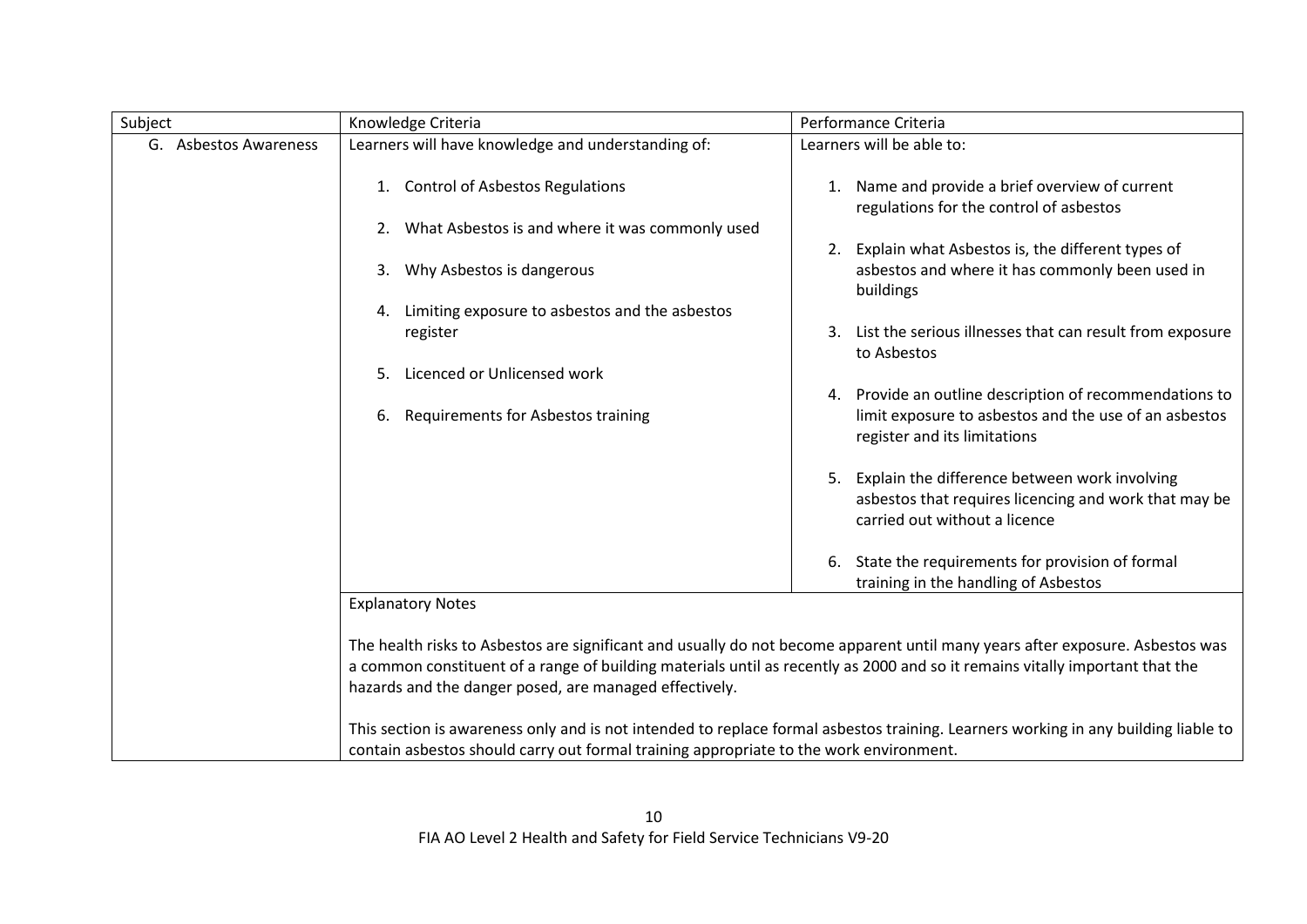| Subject | Knowledge Criteria | Performance Criteria |
|---|---|---|
| G. Asbestos Awareness | Learners will have knowledge and understanding of:<br><br>1. Control of Asbestos Regulations<br>2. What Asbestos is and where it was commonly used<br>3. Why Asbestos is dangerous<br>4. Limiting exposure to asbestos and the asbestos register<br>5. Licenced or Unlicensed work<br>6. Requirements for Asbestos training | Learners will be able to:<br><br>1. Name and provide a brief overview of current regulations for the control of asbestos<br>2. Explain what Asbestos is, the different types of asbestos and where it has commonly been used in buildings<br>3. List the serious illnesses that can result from exposure to Asbestos<br>4. Provide an outline description of recommendations to limit exposure to asbestos and the use of an asbestos register and its limitations<br>5. Explain the difference between work involving asbestos that requires licencing and work that may be carried out without a licence<br>6. State the requirements for provision of formal training in the handling of Asbestos |
| | Explanatory Notes<br><br>The health risks to Asbestos are significant and usually do not become apparent until many years after exposure. Asbestos was a common constituent of a range of building materials until as recently as 2000 and so it remains vitally important that the hazards and the danger posed, are managed effectively.<br><br>This section is awareness only and is not intended to replace formal asbestos training. Learners working in any building liable to contain asbestos should carry out formal training appropriate to the work environment. | |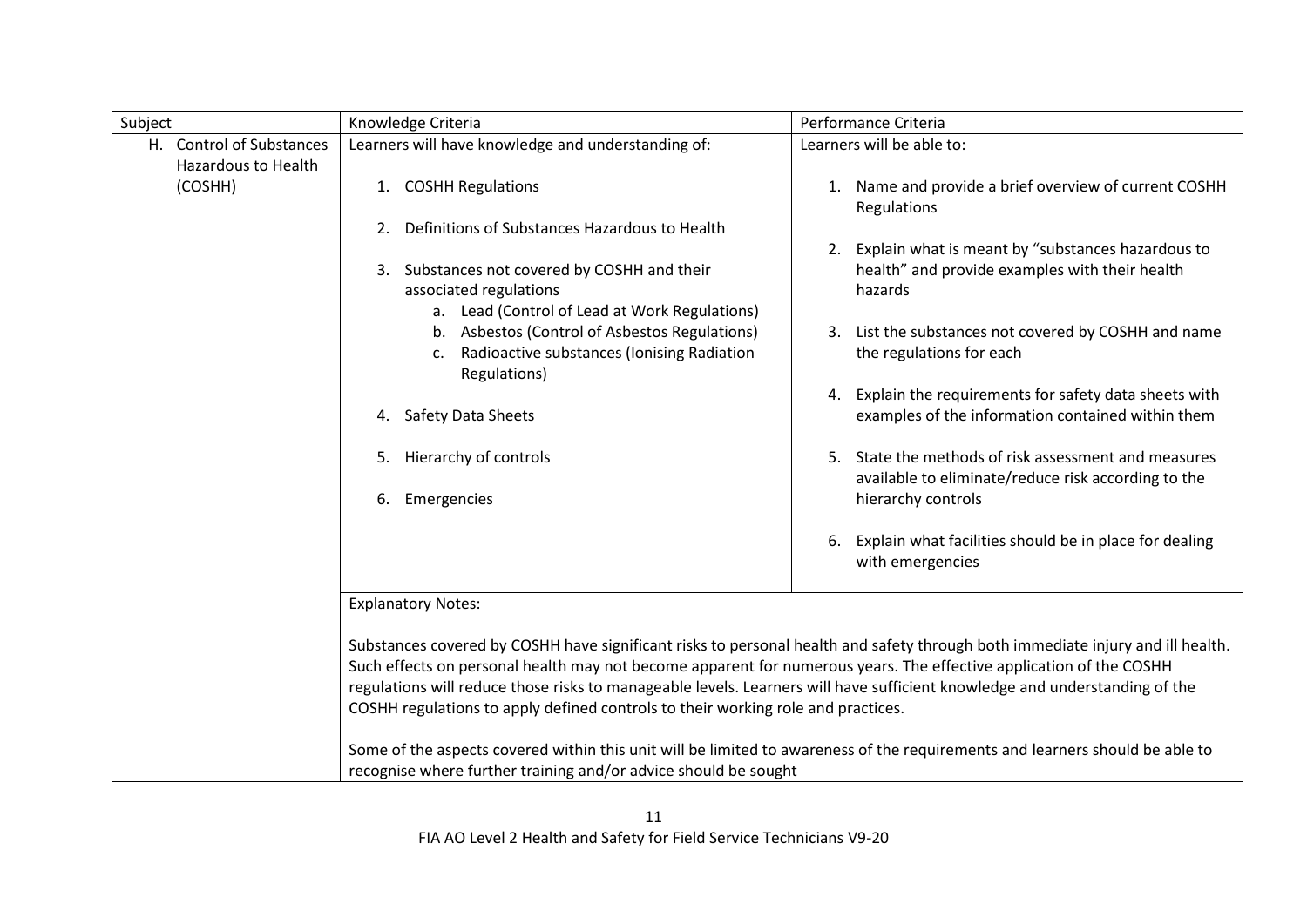| Subject | Knowledge Criteria | Performance Criteria |
|---|---|---|
| H. Control of Substances Hazardous to Health (COSHH) | Learners will have knowledge and understanding of:<br><br>1. COSHH Regulations<br><br>2. Definitions of Substances Hazardous to Health<br><br>3. Substances not covered by COSHH and their associated regulations<br>a. Lead (Control of Lead at Work Regulations)<br>b. Asbestos (Control of Asbestos Regulations)<br>c. Radioactive substances (Ionising Radiation Regulations)<br><br>4. Safety Data Sheets<br><br>5. Hierarchy of controls<br><br>6. Emergencies | Learners will be able to:<br><br>1. Name and provide a brief overview of current COSHH Regulations<br><br>2. Explain what is meant by "substances hazardous to health" and provide examples with their health hazards<br><br>3. List the substances not covered by COSHH and name the regulations for each<br><br>4. Explain the requirements for safety data sheets with examples of the information contained within them<br><br>5. State the methods of risk assessment and measures available to eliminate/reduce risk according to the hierarchy controls<br><br>6. Explain what facilities should be in place for dealing with emergencies |
| | Explanatory Notes:<br><br>Substances covered by COSHH have significant risks to personal health and safety through both immediate injury and ill health. Such effects on personal health may not become apparent for numerous years. The effective application of the COSHH regulations will reduce those risks to manageable levels. Learners will have sufficient knowledge and understanding of the COSHH regulations to apply defined controls to their working role and practices.<br><br>Some of the aspects covered within this unit will be limited to awareness of the requirements and learners should be able to recognise where further training and/or advice should be sought | |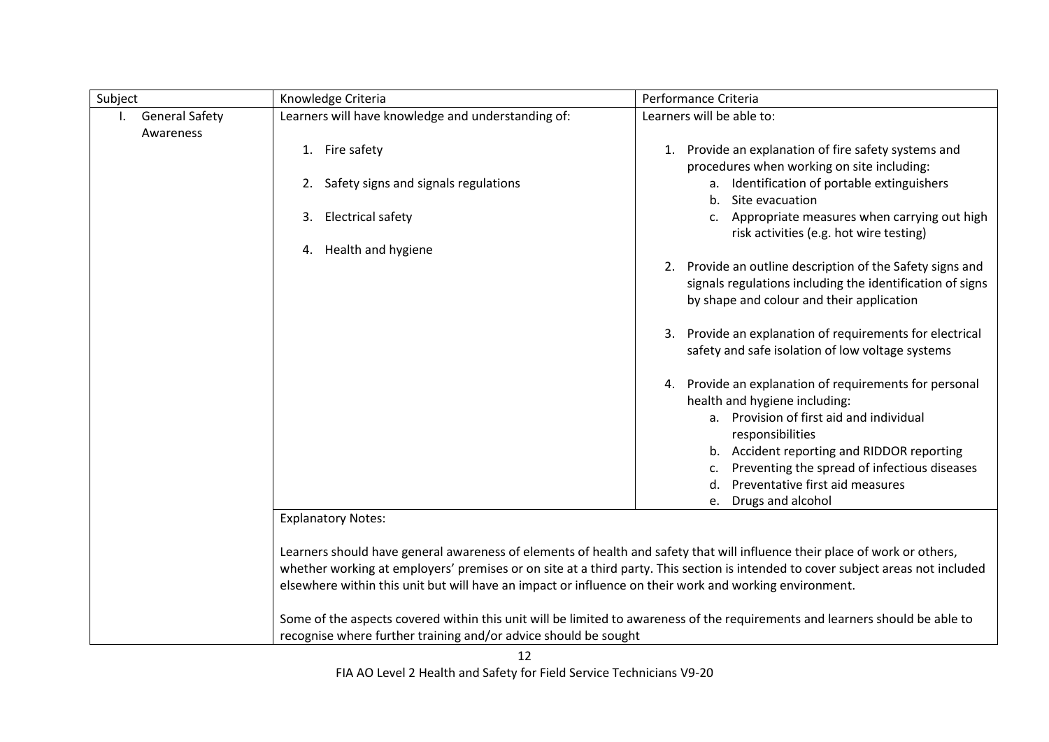| Subject | Knowledge Criteria | Performance Criteria |
|---|---|---|
| I. General Safety Awareness | Learners will have knowledge and understanding of:<br><br>1. Fire safety<br><br>2. Safety signs and signals regulations<br><br>3. Electrical safety<br><br>4. Health and hygiene | Learners will be able to:<br><br>1. Provide an explanation of fire safety systems and procedures when working on site including:<br>a. Identification of portable extinguishers<br>b. Site evacuation<br>c. Appropriate measures when carrying out high risk activities (e.g. hot wire testing)<br><br>2. Provide an outline description of the Safety signs and signals regulations including the identification of signs by shape and colour and their application<br><br>3. Provide an explanation of requirements for electrical safety and safe isolation of low voltage systems<br><br>4. Provide an explanation of requirements for personal health and hygiene including:<br>a. Provision of first aid and individual responsibilities<br>b. Accident reporting and RIDDOR reporting<br>c. Preventing the spread of infectious diseases<br>d. Preventative first aid measures<br>e. Drugs and alcohol |
| | Explanatory Notes:<br><br>Learners should have general awareness of elements of health and safety that will influence their place of work or others, whether working at employers' premises or on site at a third party. This section is intended to cover subject areas not included elsewhere within this unit but will have an impact or influence on their work and working environment.<br><br>Some of the aspects covered within this unit will be limited to awareness of the requirements and learners should be able to recognise where further training and/or advice should be sought | |

FIA AO Level 2 Health and Safety for Field Service Technicians V9-20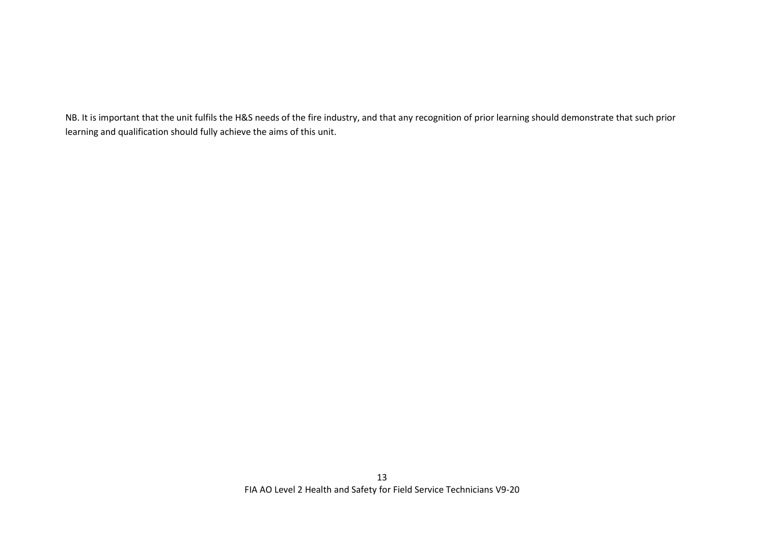NB. It is important that the unit fulfils the H&S needs of the fire industry, and that any recognition of prior learning should demonstrate that such prior learning and qualification should fully achieve the aims of this unit.